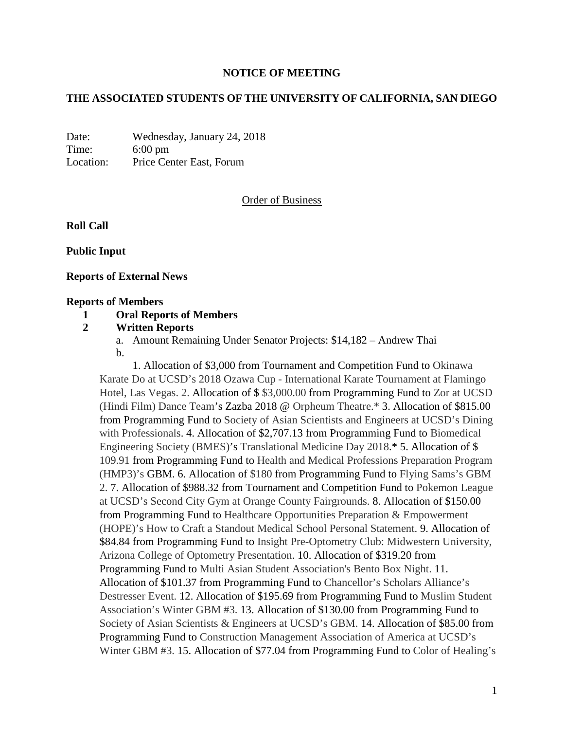**NOTICE OF MEETING**

**THE ASSOCIATED STUDENTS OF THE UNIVERSITY OF CALIFORNIA, SAN DIEGO**

Date: Wednesday, January 24, 2018
Time: 6:00 pm
Location: Price Center East, Forum

Order of Business

**Roll Call**

**Public Input**

**Reports of External News**

**Reports of Members**

1. **Oral Reports of Members**
2. **Written Reports**
   a. Amount Remaining Under Senator Projects: $14,182 – Andrew Thai
   b.

1. Allocation of $3,000 from Tournament and Competition Fund to Okinawa Karate Do at UCSD's 2018 Ozawa Cup - International Karate Tournament at Flamingo Hotel, Las Vegas. 2. Allocation of $ $3,000.00 from Programming Fund to Zor at UCSD (Hindi Film) Dance Team's Zazba 2018 @ Orpheum Theatre.* 3. Allocation of $815.00 from Programming Fund to Society of Asian Scientists and Engineers at UCSD's Dining with Professionals. 4. Allocation of $2,707.13 from Programming Fund to Biomedical Engineering Society (BMES)'s Translational Medicine Day 2018.* 5. Allocation of $ 109.91 from Programming Fund to Health and Medical Professions Preparation Program (HMP3)'s GBM. 6. Allocation of $180 from Programming Fund to Flying Sams's GBM 2. 7. Allocation of $988.32 from Tournament and Competition Fund to Pokemon League at UCSD's Second City Gym at Orange County Fairgrounds. 8. Allocation of $150.00 from Programming Fund to Healthcare Opportunities Preparation & Empowerment (HOPE)'s How to Craft a Standout Medical School Personal Statement. 9. Allocation of $84.84 from Programming Fund to Insight Pre-Optometry Club: Midwestern University, Arizona College of Optometry Presentation. 10. Allocation of $319.20 from Programming Fund to Multi Asian Student Association's Bento Box Night. 11. Allocation of $101.37 from Programming Fund to Chancellor's Scholars Alliance's Destresser Event. 12. Allocation of $195.69 from Programming Fund to Muslim Student Association's Winter GBM #3. 13. Allocation of $130.00 from Programming Fund to Society of Asian Scientists & Engineers at UCSD's GBM. 14. Allocation of $85.00 from Programming Fund to Construction Management Association of America at UCSD's Winter GBM #3. 15. Allocation of $77.04 from Programming Fund to Color of Healing's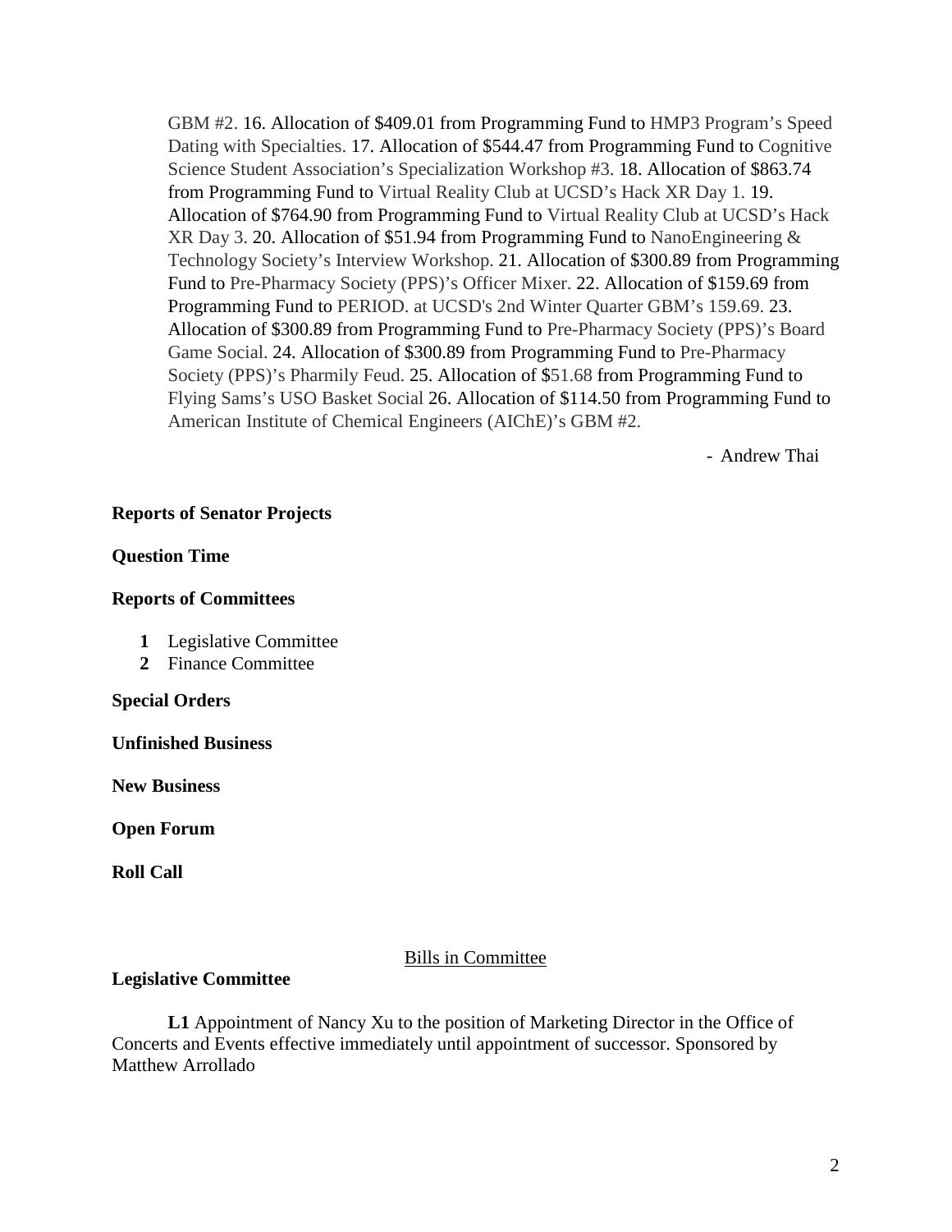GBM #2. 16. Allocation of $409.01 from Programming Fund to HMP3 Program's Speed Dating with Specialties. 17. Allocation of $544.47 from Programming Fund to Cognitive Science Student Association's Specialization Workshop #3. 18. Allocation of $863.74 from Programming Fund to Virtual Reality Club at UCSD's Hack XR Day 1. 19. Allocation of $764.90 from Programming Fund to Virtual Reality Club at UCSD's Hack XR Day 3. 20. Allocation of $51.94 from Programming Fund to NanoEngineering & Technology Society's Interview Workshop. 21. Allocation of $300.89 from Programming Fund to Pre-Pharmacy Society (PPS)'s Officer Mixer. 22. Allocation of $159.69 from Programming Fund to PERIOD. at UCSD's 2nd Winter Quarter GBM's 159.69. 23. Allocation of $300.89 from Programming Fund to Pre-Pharmacy Society (PPS)'s Board Game Social. 24. Allocation of $300.89 from Programming Fund to Pre-Pharmacy Society (PPS)'s Pharmily Feud. 25. Allocation of $51.68 from Programming Fund to Flying Sams's USO Basket Social 26. Allocation of $114.50 from Programming Fund to American Institute of Chemical Engineers (AIChE)'s GBM #2.

- Andrew Thai

**Reports of Senator Projects**

**Question Time**

**Reports of Committees**

1. Legislative Committee
2. Finance Committee

**Special Orders**

**Unfinished Business**

**New Business**

**Open Forum**

**Roll Call**

Bills in Committee

**Legislative Committee**

**L1** Appointment of Nancy Xu to the position of Marketing Director in the Office of Concerts and Events effective immediately until appointment of successor. Sponsored by Matthew Arrollado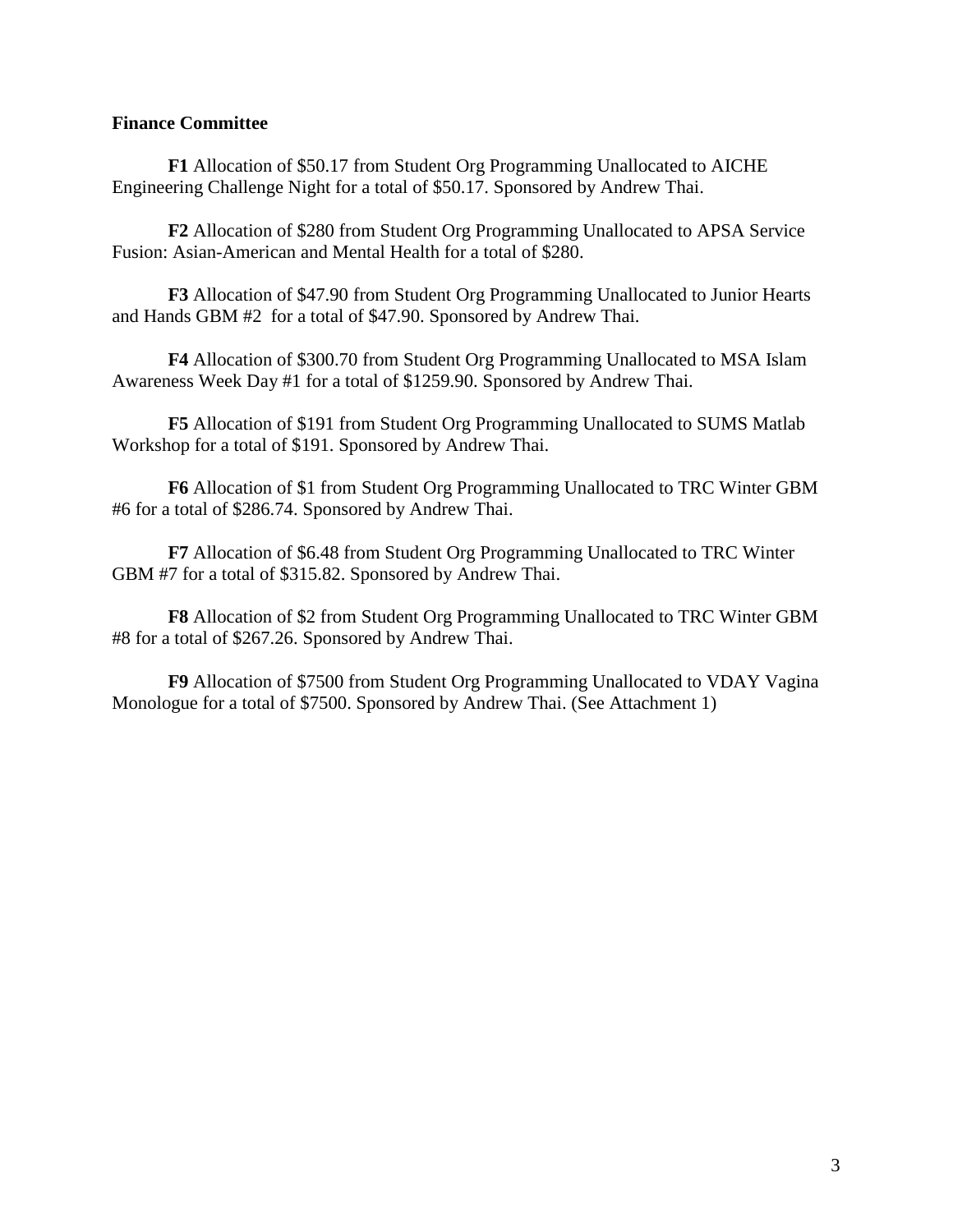**Finance Committee**

**F1** Allocation of $50.17 from Student Org Programming Unallocated to AICHE Engineering Challenge Night for a total of $50.17. Sponsored by Andrew Thai.

**F2** Allocation of $280 from Student Org Programming Unallocated to APSA Service Fusion: Asian-American and Mental Health for a total of $280.

**F3** Allocation of $47.90 from Student Org Programming Unallocated to Junior Hearts and Hands GBM #2 for a total of $47.90. Sponsored by Andrew Thai.

**F4** Allocation of $300.70 from Student Org Programming Unallocated to MSA Islam Awareness Week Day #1 for a total of $1259.90. Sponsored by Andrew Thai.

**F5** Allocation of $191 from Student Org Programming Unallocated to SUMS Matlab Workshop for a total of $191. Sponsored by Andrew Thai.

**F6** Allocation of $1 from Student Org Programming Unallocated to TRC Winter GBM #6 for a total of $286.74. Sponsored by Andrew Thai.

**F7** Allocation of $6.48 from Student Org Programming Unallocated to TRC Winter GBM #7 for a total of $315.82. Sponsored by Andrew Thai.

**F8** Allocation of $2 from Student Org Programming Unallocated to TRC Winter GBM #8 for a total of $267.26. Sponsored by Andrew Thai.

**F9** Allocation of $7500 from Student Org Programming Unallocated to VDAY Vagina Monologue for a total of $7500. Sponsored by Andrew Thai. (See Attachment 1)